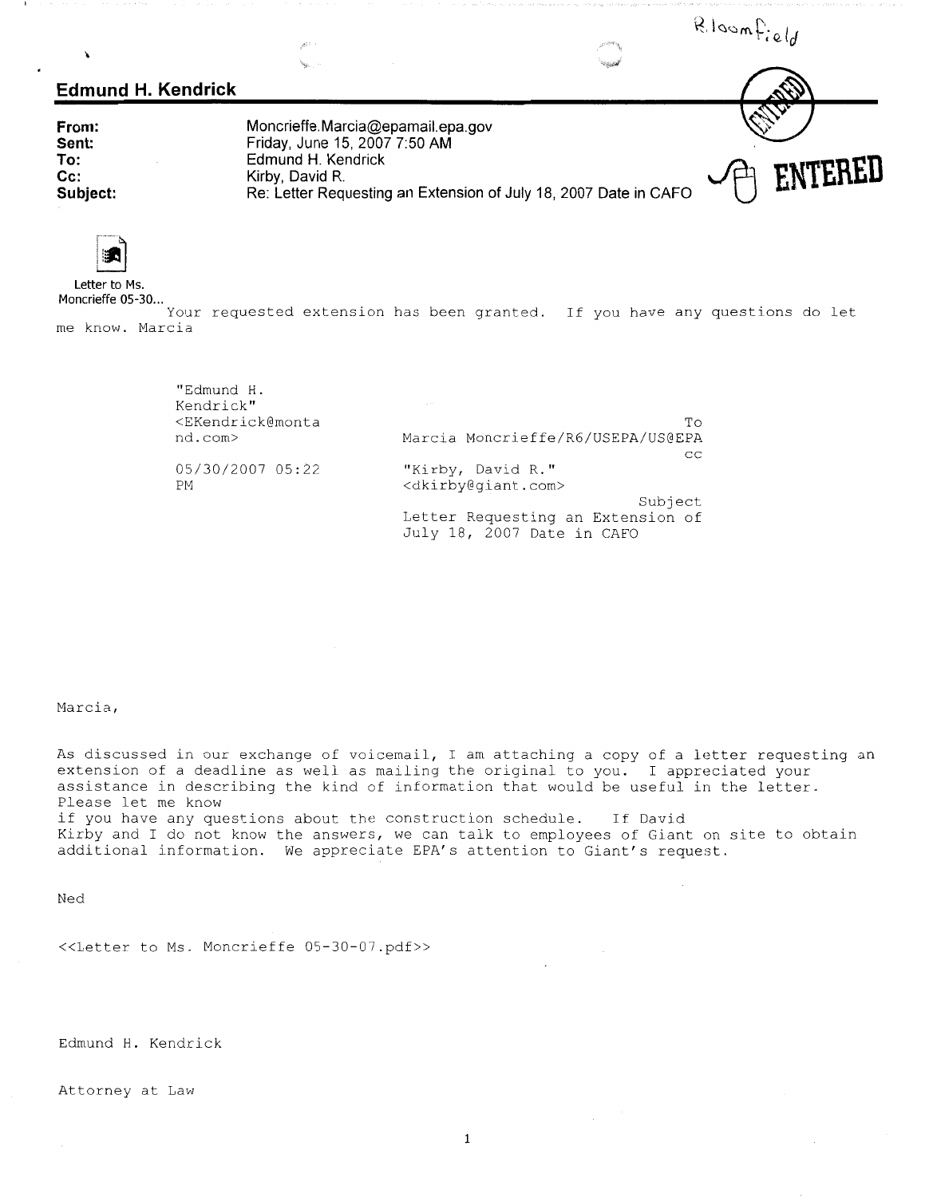Bloomfield

ENTERED

ENTERED

## Edmund H. Kendrick

| | |
|---|---|
| **From:** | Moncrieffe.Marcia@epamail.epa.gov |
| **Sent:** | Friday, June 15, 2007 7:50 AM |
| **To:** | Edmund H. Kendrick |
| **Cc:** | Kirby, David R. |
| **Subject:** | Re: Letter Requesting an Extension of July 18, 2007 Date in CAFO |

Letter to Ms. Moncrieffe 05-30...

Your requested extension has been granted. If you have any questions do let me know. Marcia

"Edmund H. Kendrick" <EKendrick@montand.com>

05/30/2007 05:22 PM

To: Marcia Moncrieffe/R6/USEPA/US@EPA

cc: "Kirby, David R." <dkirby@giant.com>

Subject: Letter Requesting an Extension of July 18, 2007 Date in CAFO

Marcia,

As discussed in our exchange of voicemail, I am attaching a copy of a letter requesting an extension of a deadline as well as mailing the original to you. I appreciated your assistance in describing the kind of information that would be useful in the letter. Please let me know if you have any questions about the construction schedule. If David Kirby and I do not know the answers, we can talk to employees of Giant on site to obtain additional information. We appreciate EPA's attention to Giant's request.

Ned

<<Letter to Ms. Moncrieffe 05-30-07.pdf>>

Edmund H. Kendrick

Attorney at Law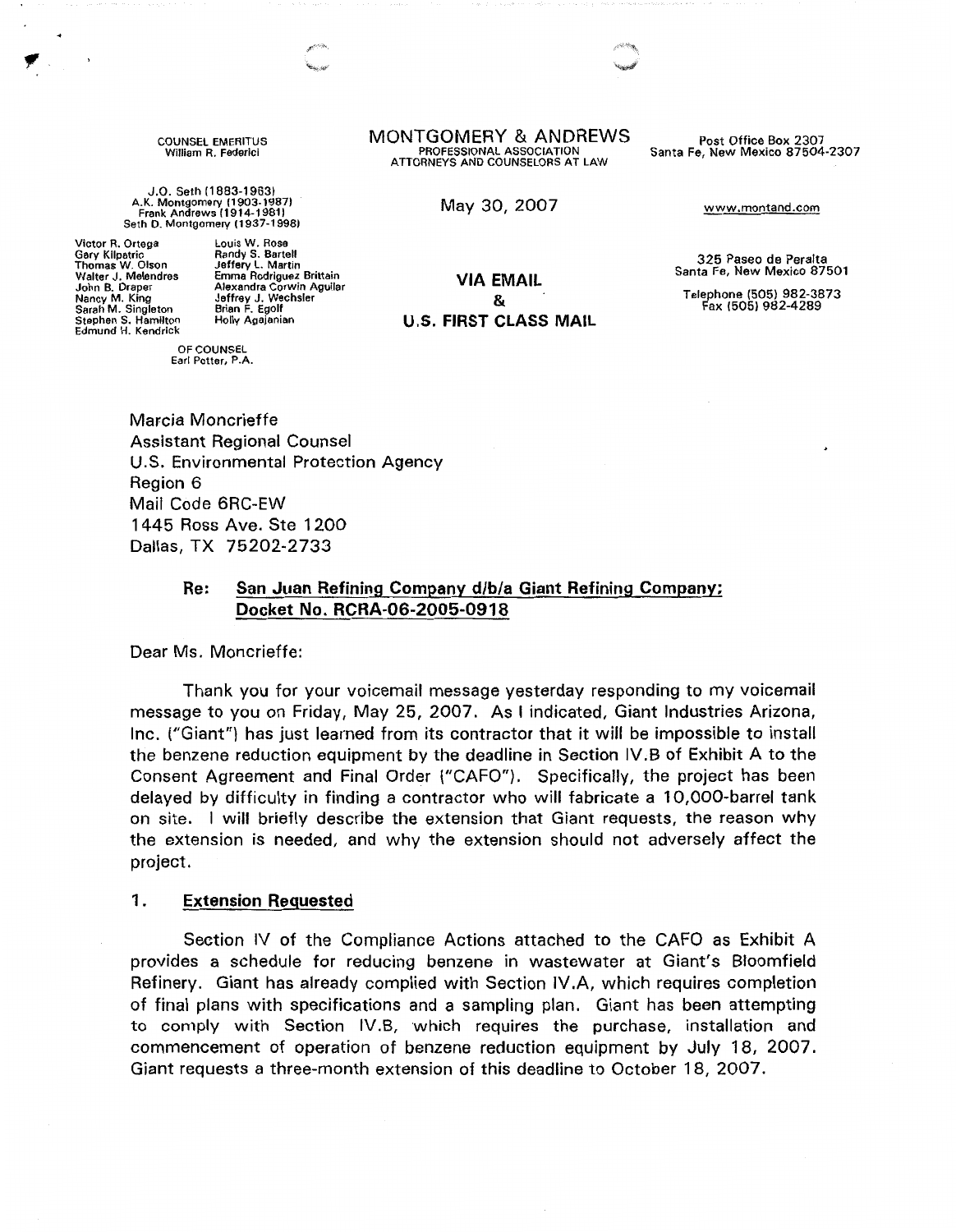COUNSEL EMERITUS
William R. Federici

J.O. Seth (1883-1963)
A.K. Montgomery (1903-1987)
Frank Andrews (1914-1981)
Seth D. Montgomery (1937-1998)

Victor R. Ortega
Gary Kilpatric
Thomas W. Olson
Walter J. Melendres
John B. Draper
Nancy M. King
Sarah M. Singleton
Stephen S. Hamilton
Edmund H. Kendrick

Louis W. Rose
Randy S. Bartell
Jeffery L. Martin
Emma Rodriguez Brittain
Alexandra Corwin Aguilar
Jeffrey J. Wechsler
Brian F. Egolf
Holly Agajanian

OF COUNSEL
Earl Potter, P.A.

# MONTGOMERY & ANDREWS

PROFESSIONAL ASSOCIATION
ATTORNEYS AND COUNSELORS AT LAW

Post Office Box 2307
Santa Fe, New Mexico 87504-2307

www.montand.com

325 Paseo de Peralta
Santa Fe, New Mexico 87501

Telephone (505) 982-3873
Fax (505) 982-4289

May 30, 2007

**VIA EMAIL**
**&**
**U.S. FIRST CLASS MAIL**

Marcia Moncrieffe
Assistant Regional Counsel
U.S. Environmental Protection Agency
Region 6
Mail Code 6RC-EW
1445 Ross Ave. Ste 1200
Dallas, TX 75202-2733

**Re: San Juan Refining Company d/b/a Giant Refining Company; Docket No. RCRA-06-2005-0918**

Dear Ms. Moncrieffe:

Thank you for your voicemail message yesterday responding to my voicemail message to you on Friday, May 25, 2007. As I indicated, Giant Industries Arizona, Inc. ("Giant") has just learned from its contractor that it will be impossible to install the benzene reduction equipment by the deadline in Section IV.B of Exhibit A to the Consent Agreement and Final Order ("CAFO"). Specifically, the project has been delayed by difficulty in finding a contractor who will fabricate a 10,000-barrel tank on site. I will briefly describe the extension that Giant requests, the reason why the extension is needed, and why the extension should not adversely affect the project.

## 1. Extension Requested

Section IV of the Compliance Actions attached to the CAFO as Exhibit A provides a schedule for reducing benzene in wastewater at Giant's Bloomfield Refinery. Giant has already complied with Section IV.A, which requires completion of final plans with specifications and a sampling plan. Giant has been attempting to comply with Section IV.B, which requires the purchase, installation and commencement of operation of benzene reduction equipment by July 18, 2007. Giant requests a three-month extension of this deadline to October 18, 2007.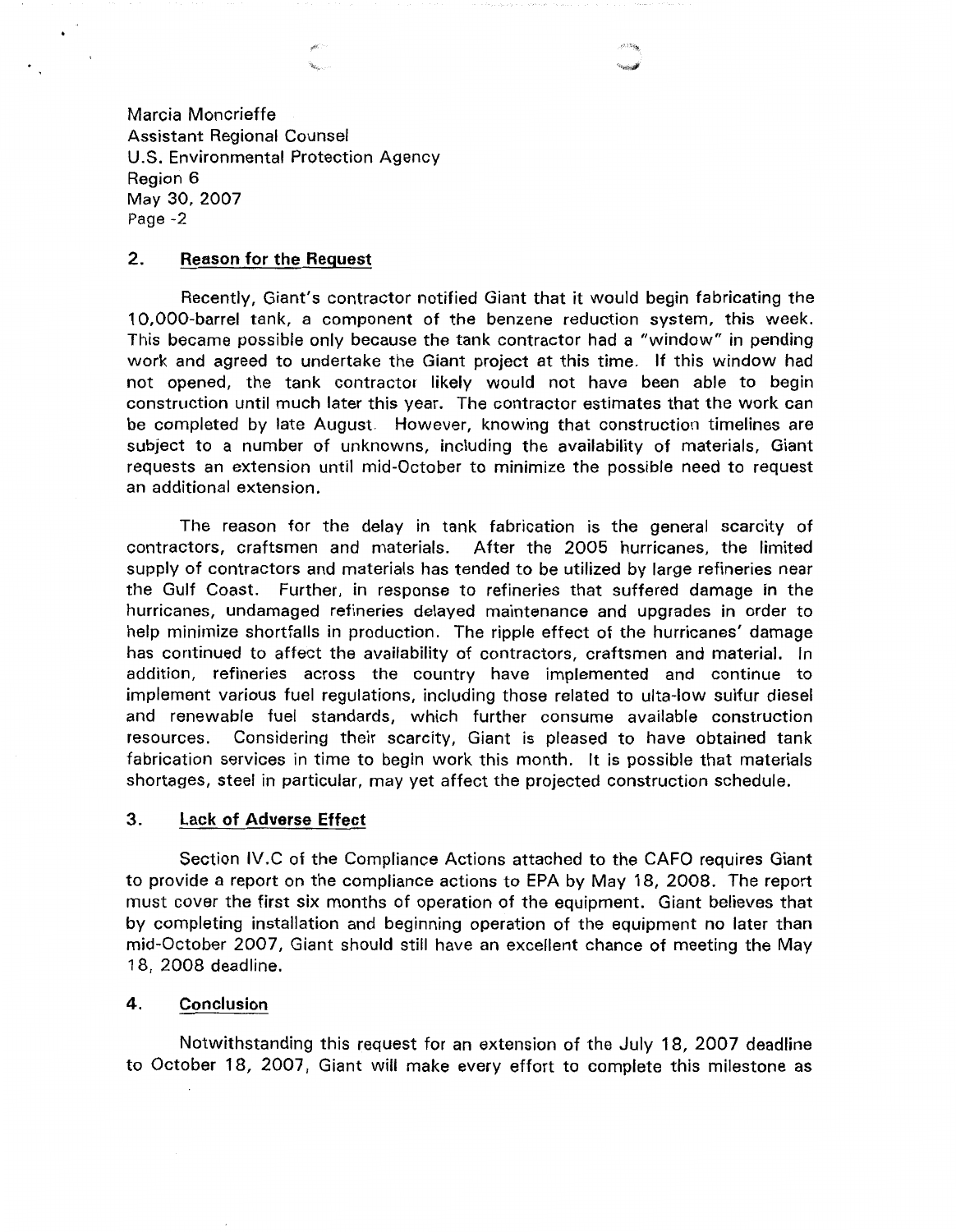Marcia Moncrieffe
Assistant Regional Counsel
U.S. Environmental Protection Agency
Region 6
May 30, 2007
Page -2

## 2. Reason for the Request

Recently, Giant's contractor notified Giant that it would begin fabricating the 10,000-barrel tank, a component of the benzene reduction system, this week. This became possible only because the tank contractor had a "window" in pending work and agreed to undertake the Giant project at this time. If this window had not opened, the tank contractor likely would not have been able to begin construction until much later this year. The contractor estimates that the work can be completed by late August. However, knowing that construction timelines are subject to a number of unknowns, including the availability of materials, Giant requests an extension until mid-October to minimize the possible need to request an additional extension.

The reason for the delay in tank fabrication is the general scarcity of contractors, craftsmen and materials. After the 2005 hurricanes, the limited supply of contractors and materials has tended to be utilized by large refineries near the Gulf Coast. Further, in response to refineries that suffered damage in the hurricanes, undamaged refineries delayed maintenance and upgrades in order to help minimize shortfalls in production. The ripple effect of the hurricanes' damage has continued to affect the availability of contractors, craftsmen and material. In addition, refineries across the country have implemented and continue to implement various fuel regulations, including those related to ulta-low sulfur diesel and renewable fuel standards, which further consume available construction resources. Considering their scarcity, Giant is pleased to have obtained tank fabrication services in time to begin work this month. It is possible that materials shortages, steel in particular, may yet affect the projected construction schedule.

## 3. Lack of Adverse Effect

Section IV.C of the Compliance Actions attached to the CAFO requires Giant to provide a report on the compliance actions to EPA by May 18, 2008. The report must cover the first six months of operation of the equipment. Giant believes that by completing installation and beginning operation of the equipment no later than mid-October 2007, Giant should still have an excellent chance of meeting the May 18, 2008 deadline.

## 4. Conclusion

Notwithstanding this request for an extension of the July 18, 2007 deadline to October 18, 2007, Giant will make every effort to complete this milestone as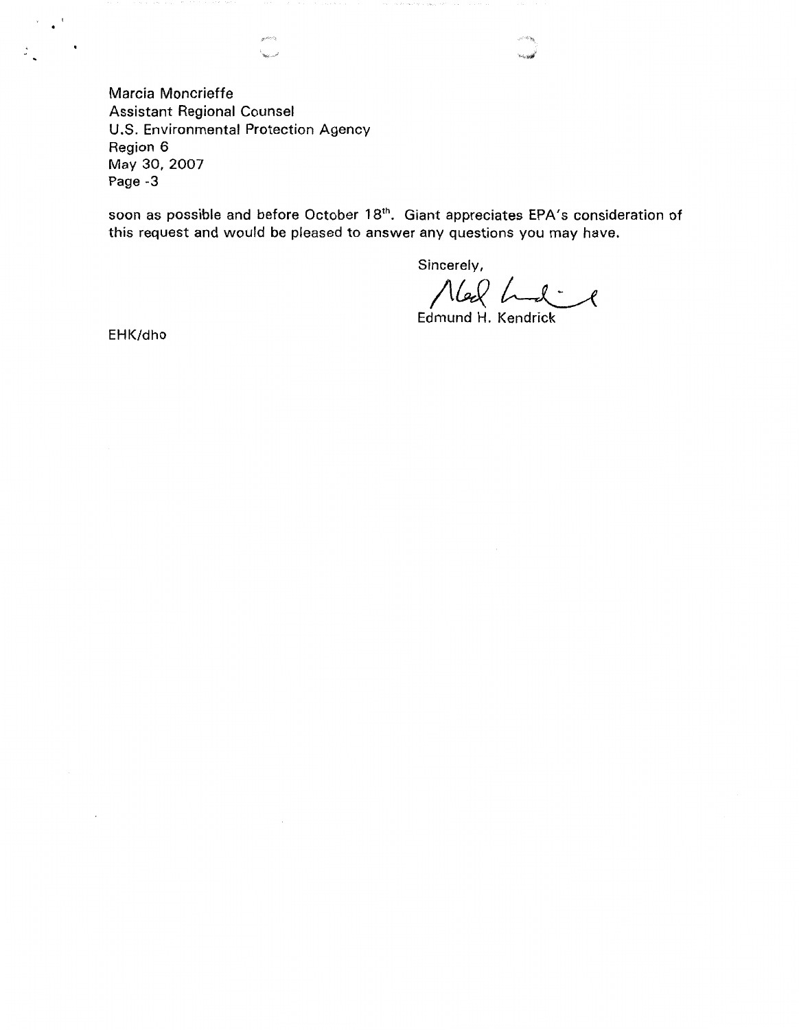soon as possible and before October 18th. Giant appreciates EPA's consideration of this request and would be pleased to answer any questions you may have.

Sincerely,

Edmund H. Kendrick

EHK/dho